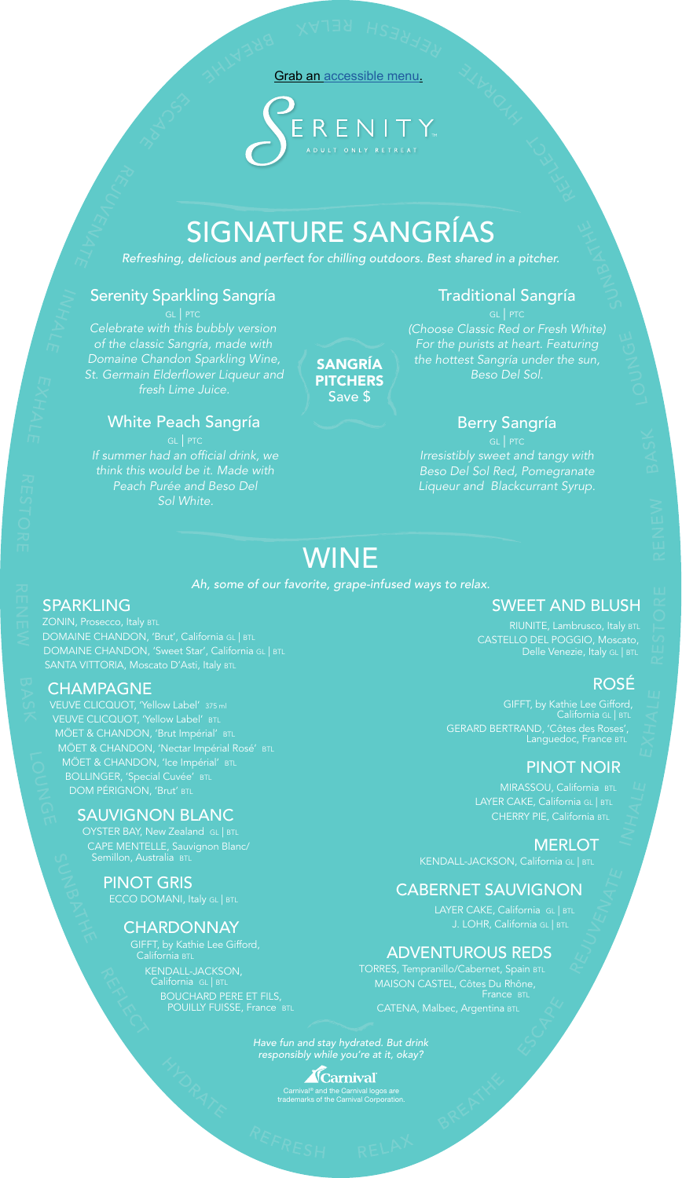Grab an accessible menu.

SERENITY
ADULT ONLY RETREAT

# SIGNATURE SANGRÍAS

*Refreshing, delicious and perfect for chilling outdoors. Best shared in a pitcher.*

**SANGRÍA PITCHERS** Save $

## Serenity Sparkling Sangría

GL | PTC

*Celebrate with this bubbly version of the classic Sangría, made with Domaine Chandon Sparkling Wine, St. Germain Elderflower Liqueur and fresh Lime Juice.*

## White Peach Sangría

GL | PTC

*If summer had an official drink, we think this would be it. Made with Peach Purée and Beso Del Sol White.*

## Traditional Sangría

GL | PTC

*(Choose Classic Red or Fresh White) For the purists at heart. Featuring the hottest Sangría under the sun, Beso Del Sol.*

## Berry Sangría

GL | PTC

*Irresistibly sweet and tangy with Beso Del Sol Red, Pomegranate Liqueur and Blackcurrant Syrup.*

# WINE

*Ah, some of our favorite, grape-infused ways to relax.*

## SPARKLING

- ZONIN, Prosecco, Italy BTL
- DOMAINE CHANDON, 'Brut', California GL | BTL
- DOMAINE CHANDON, 'Sweet Star', California GL | BTL
- SANTA VITTORIA, Moscato D'Asti, Italy BTL

## CHAMPAGNE

- VEUVE CLICQUOT, 'Yellow Label' 375 ml
- VEUVE CLICQUOT, 'Yellow Label' BTL
- MÖET & CHANDON, 'Brut Impérial' BTL
- MÖET & CHANDON, 'Nectar Impérial Rosé' BTL
- MÖET & CHANDON, 'Ice Impérial' BTL
- BOLLINGER, 'Special Cuvée' BTL
- DOM PÉRIGNON, 'Brut' BTL

## SAUVIGNON BLANC

- OYSTER BAY, New Zealand GL | BTL
- CAPE MENTELLE, Sauvignon Blanc/ Semillon, Australia BTL

## PINOT GRIS

- ECCO DOMANI, Italy GL | BTL

## CHARDONNAY

- GIFFT, by Kathie Lee Gifford, California BTL
- KENDALL-JACKSON, California GL | BTL
- BOUCHARD PERE ET FILS, POUILLY FUISSE, France BTL

## SWEET AND BLUSH

- RIUNITE, Lambrusco, Italy BTL
- CASTELLO DEL POGGIO, Moscato, Delle Venezie, Italy GL | BTL

## ROSÉ

- GIFFT, by Kathie Lee Gifford, California GL | BTL
- GERARD BERTRAND, 'Côtes des Roses', Languedoc, France BTL

## PINOT NOIR

- MIRASSOU, California BTL
- LAYER CAKE, California GL | BTL
- CHERRY PIE, California BTL

## MERLOT

- KENDALL-JACKSON, California GL | BTL

## CABERNET SAUVIGNON

- LAYER CAKE, California GL | BTL
- J. LOHR, California GL | BTL

## ADVENTUROUS REDS

- TORRES, Tempranillo/Cabernet, Spain BTL
- MAISON CASTEL, Côtes Du Rhône, France BTL
- CATENA, Malbec, Argentina BTL

*Have fun and stay hydrated. But drink responsibly while you're at it, okay?*

Carnival

Carnival® and the Carnival logos are trademarks of the Carnival Corporation.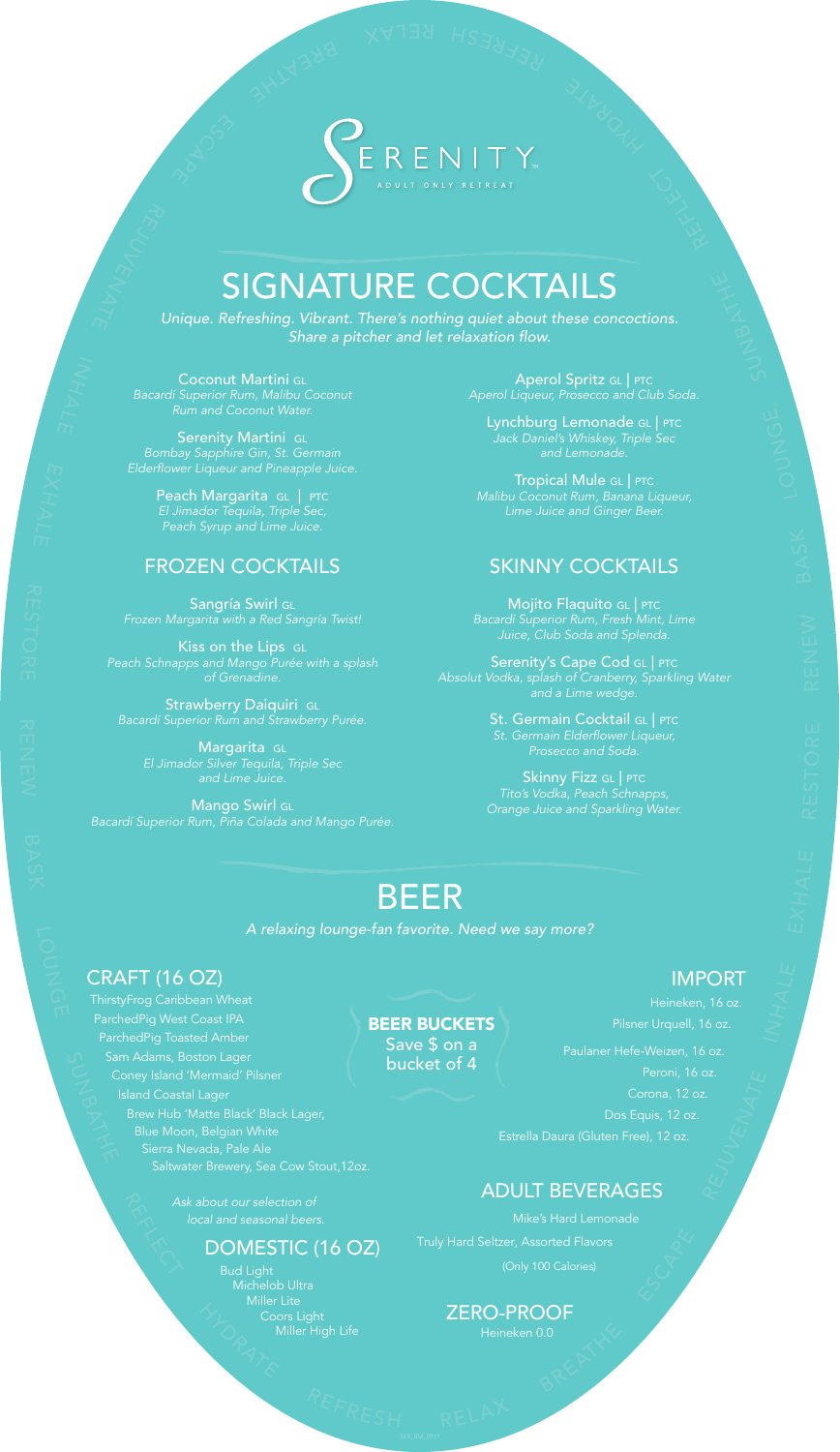# SERENITY

ADULT ONLY RETREAT

## SIGNATURE COCKTAILS

*Unique. Refreshing. Vibrant. There's nothing quiet about these concoctions. Share a pitcher and let relaxation flow.*

**Coconut Martini** GL
*Bacardí Superior Rum, Malibu Coconut Rum and Coconut Water.*

**Serenity Martini** GL
*Bombay Sapphire Gin, St. Germain Elderflower Liqueur and Pineapple Juice.*

**Peach Margarita** GL | PTC
*El Jimador Tequila, Triple Sec, Peach Syrup and Lime Juice.*

**Aperol Spritz** GL | PTC
*Aperol Liqueur, Prosecco and Club Soda.*

**Lynchburg Lemonade** GL | PTC
*Jack Daniel's Whiskey, Triple Sec and Lemonade.*

**Tropical Mule** GL | PTC
*Malibu Coconut Rum, Banana Liqueur, Lime Juice and Ginger Beer.*

### FROZEN COCKTAILS

**Sangría Swirl** GL
*Frozen Margarita with a Red Sangría Twist!*

**Kiss on the Lips** GL
*Peach Schnapps and Mango Purée with a splash of Grenadine.*

**Strawberry Daiquiri** GL
*Bacardí Superior Rum and Strawberry Purée.*

**Margarita** GL
*El Jimador Silver Tequila, Triple Sec and Lime Juice.*

**Mango Swirl** GL
*Bacardí Superior Rum, Piña Colada and Mango Purée.*

### SKINNY COCKTAILS

**Mojito Flaquito** GL | PTC
*Bacardí Superior Rum, Fresh Mint, Lime Juice, Club Soda and Splenda.*

**Serenity's Cape Cod** GL | PTC
*Absolut Vodka, splash of Cranberry, Sparkling Water and a Lime wedge.*

**St. Germain Cocktail** GL | PTC
*St. Germain Elderflower Liqueur, Prosecco and Soda.*

**Skinny Fizz** GL | PTC
*Tito's Vodka, Peach Schnapps, Orange Juice and Sparkling Water.*

## BEER

*A relaxing lounge-fan favorite. Need we say more?*

### CRAFT (16 OZ)

ThirstyFrog Caribbean Wheat
ParchedPig West Coast IPA
ParchedPig Toasted Amber
Sam Adams, Boston Lager
Coney Island 'Mermaid' Pilsner
Island Coastal Lager
Brew Hub 'Matte Black' Black Lager,
Blue Moon, Belgian White
Sierra Nevada, Pale Ale
Saltwater Brewery, Sea Cow Stout,12oz.

*Ask about our selection of local and seasonal beers.*

**BEER BUCKETS**
Save $ on a bucket of 4

### IMPORT

Heineken, 16 oz.
Pilsner Urquell, 16 oz.
Paulaner Hefe-Weizen, 16 oz.
Peroni, 16 oz.
Corona, 12 oz.
Dos Equis, 12 oz.
Estrella Daura (Gluten Free), 12 oz.

### DOMESTIC (16 OZ)

Bud Light
Michelob Ultra
Miller Lite
Coors Light
Miller High Life

### ADULT BEVERAGES

Mike's Hard Lemonade
Truly Hard Seltzer, Assorted Flavors
(Only 100 Calories)

### ZERO-PROOF

Heineken 0.0